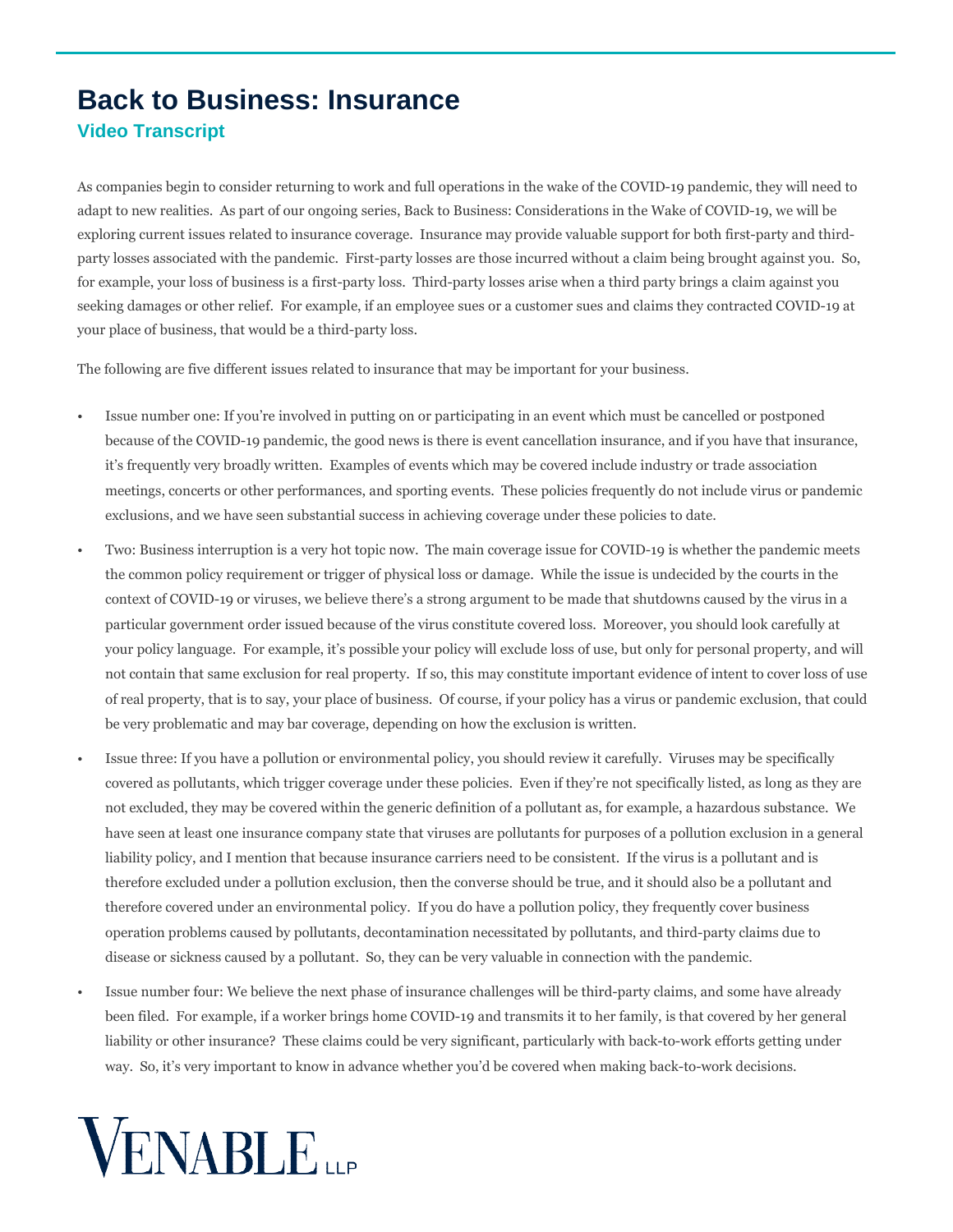# Back to Business: Insurance

## Video Transcript

As companies begin to consider returning to work and full operations in the wake of the COVID-19 pandemic, they will need to adapt to new realities. As part of our ongoing series, Back to Business: Considerations in the Wake of COVID-19, we will be exploring current issues related to insurance coverage. Insurance may provide valuable support for both first-party and third-party losses associated with the pandemic. First-party losses are those incurred without a claim being brought against you. So, for example, your loss of business is a first-party loss. Third-party losses arise when a third party brings a claim against you seeking damages or other relief. For example, if an employee sues or a customer sues and claims they contracted COVID-19 at your place of business, that would be a third-party loss.

The following are five different issues related to insurance that may be important for your business.

- Issue number one: If you're involved in putting on or participating in an event which must be cancelled or postponed because of the COVID-19 pandemic, the good news is there is event cancellation insurance, and if you have that insurance, it's frequently very broadly written. Examples of events which may be covered include industry or trade association meetings, concerts or other performances, and sporting events. These policies frequently do not include virus or pandemic exclusions, and we have seen substantial success in achieving coverage under these policies to date.
- Two: Business interruption is a very hot topic now. The main coverage issue for COVID-19 is whether the pandemic meets the common policy requirement or trigger of physical loss or damage. While the issue is undecided by the courts in the context of COVID-19 or viruses, we believe there's a strong argument to be made that shutdowns caused by the virus in a particular government order issued because of the virus constitute covered loss. Moreover, you should look carefully at your policy language. For example, it's possible your policy will exclude loss of use, but only for personal property, and will not contain that same exclusion for real property. If so, this may constitute important evidence of intent to cover loss of use of real property, that is to say, your place of business. Of course, if your policy has a virus or pandemic exclusion, that could be very problematic and may bar coverage, depending on how the exclusion is written.
- Issue three: If you have a pollution or environmental policy, you should review it carefully. Viruses may be specifically covered as pollutants, which trigger coverage under these policies. Even if they're not specifically listed, as long as they are not excluded, they may be covered within the generic definition of a pollutant as, for example, a hazardous substance. We have seen at least one insurance company state that viruses are pollutants for purposes of a pollution exclusion in a general liability policy, and I mention that because insurance carriers need to be consistent. If the virus is a pollutant and is therefore excluded under a pollution exclusion, then the converse should be true, and it should also be a pollutant and therefore covered under an environmental policy. If you do have a pollution policy, they frequently cover business operation problems caused by pollutants, decontamination necessitated by pollutants, and third-party claims due to disease or sickness caused by a pollutant. So, they can be very valuable in connection with the pandemic.
- Issue number four: We believe the next phase of insurance challenges will be third-party claims, and some have already been filed. For example, if a worker brings home COVID-19 and transmits it to her family, is that covered by her general liability or other insurance? These claims could be very significant, particularly with back-to-work efforts getting under way. So, it's very important to know in advance whether you'd be covered when making back-to-work decisions.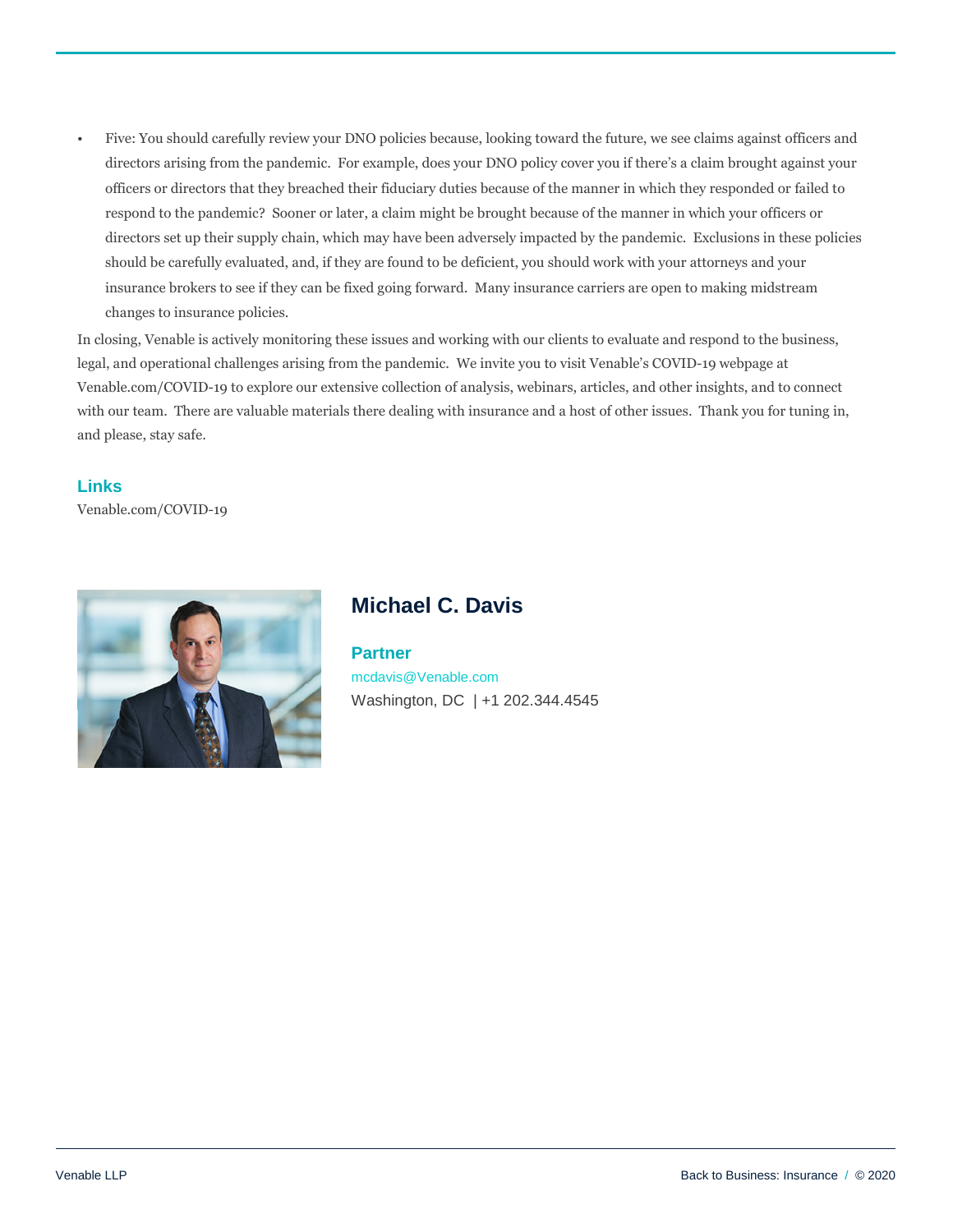- Five: You should carefully review your DNO policies because, looking toward the future, we see claims against officers and directors arising from the pandemic. For example, does your DNO policy cover you if there's a claim brought against your officers or directors that they breached their fiduciary duties because of the manner in which they responded or failed to respond to the pandemic? Sooner or later, a claim might be brought because of the manner in which your officers or directors set up their supply chain, which may have been adversely impacted by the pandemic. Exclusions in these policies should be carefully evaluated, and, if they are found to be deficient, you should work with your attorneys and your insurance brokers to see if they can be fixed going forward. Many insurance carriers are open to making midstream changes to insurance policies.

In closing, Venable is actively monitoring these issues and working with our clients to evaluate and respond to the business, legal, and operational challenges arising from the pandemic. We invite you to visit Venable's COVID-19 webpage at Venable.com/COVID-19 to explore our extensive collection of analysis, webinars, articles, and other insights, and to connect with our team. There are valuable materials there dealing with insurance and a host of other issues. Thank you for tuning in, and please, stay safe.

## Links

Venable.com/COVID-19

## Michael C. Davis

### Partner

mcdavis@Venable.com

Washington, DC | +1 202.344.4545